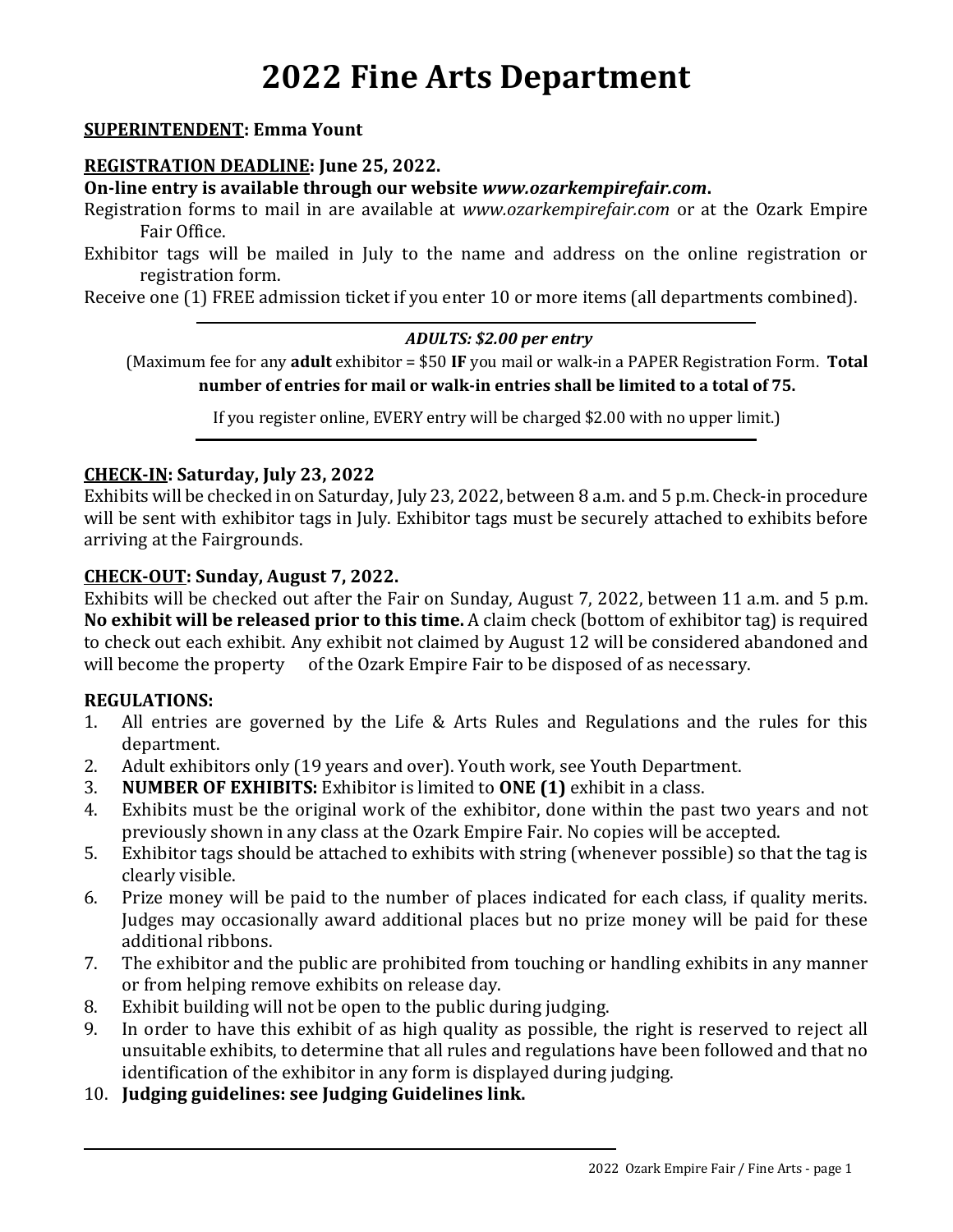# 2022 Fine Arts Department

**SUPERINTENDENT: Emma Yount**

**REGISTRATION DEADLINE: June 25, 2022.**

**On-line entry is available through our website *www.ozarkempirefair.com*.**

Registration forms to mail in are available at *www.ozarkempirefair.com* or at the Ozark Empire Fair Office.

Exhibitor tags will be mailed in July to the name and address on the online registration or registration form.

Receive one (1) FREE admission ticket if you enter 10 or more items (all departments combined).

---

***ADULTS: $2.00 per entry***

(Maximum fee for any **adult** exhibitor = $50 **IF** you mail or walk-in a PAPER Registration Form. **Total number of entries for mail or walk-in entries shall be limited to a total of 75.**

If you register online, EVERY entry will be charged $2.00 with no upper limit.)

---

**CHECK-IN: Saturday, July 23, 2022**

Exhibits will be checked in on Saturday, July 23, 2022, between 8 a.m. and 5 p.m. Check-in procedure will be sent with exhibitor tags in July. Exhibitor tags must be securely attached to exhibits before arriving at the Fairgrounds.

**CHECK-OUT: Sunday, August 7, 2022.**

Exhibits will be checked out after the Fair on Sunday, August 7, 2022, between 11 a.m. and 5 p.m. **No exhibit will be released prior to this time.** A claim check (bottom of exhibitor tag) is required to check out each exhibit. Any exhibit not claimed by August 12 will be considered abandoned and will become the property of the Ozark Empire Fair to be disposed of as necessary.

**REGULATIONS:**

1. All entries are governed by the Life & Arts Rules and Regulations and the rules for this department.
2. Adult exhibitors only (19 years and over). Youth work, see Youth Department.
3. **NUMBER OF EXHIBITS:** Exhibitor is limited to **ONE (1)** exhibit in a class.
4. Exhibits must be the original work of the exhibitor, done within the past two years and not previously shown in any class at the Ozark Empire Fair. No copies will be accepted.
5. Exhibitor tags should be attached to exhibits with string (whenever possible) so that the tag is clearly visible.
6. Prize money will be paid to the number of places indicated for each class, if quality merits. Judges may occasionally award additional places but no prize money will be paid for these additional ribbons.
7. The exhibitor and the public are prohibited from touching or handling exhibits in any manner or from helping remove exhibits on release day.
8. Exhibit building will not be open to the public during judging.
9. In order to have this exhibit of as high quality as possible, the right is reserved to reject all unsuitable exhibits, to determine that all rules and regulations have been followed and that no identification of the exhibitor in any form is displayed during judging.
10. **Judging guidelines: see Judging Guidelines link.**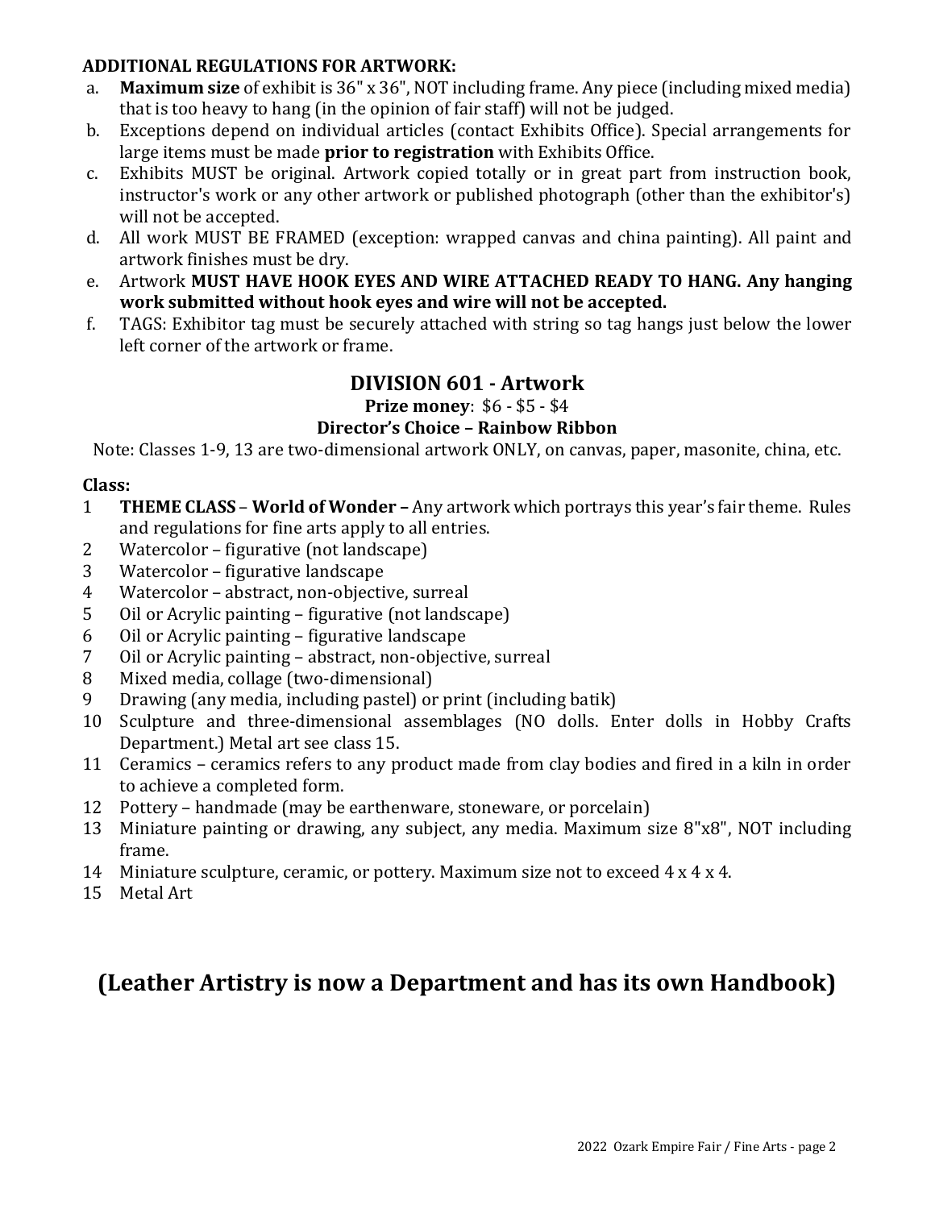**ADDITIONAL REGULATIONS FOR ARTWORK:**

a. **Maximum size** of exhibit is 36" x 36", NOT including frame. Any piece (including mixed media) that is too heavy to hang (in the opinion of fair staff) will not be judged.
b. Exceptions depend on individual articles (contact Exhibits Office). Special arrangements for large items must be made **prior to registration** with Exhibits Office.
c. Exhibits MUST be original. Artwork copied totally or in great part from instruction book, instructor's work or any other artwork or published photograph (other than the exhibitor's) will not be accepted.
d. All work MUST BE FRAMED (exception: wrapped canvas and china painting). All paint and artwork finishes must be dry.
e. Artwork **MUST HAVE HOOK EYES AND WIRE ATTACHED READY TO HANG. Any hanging work submitted without hook eyes and wire will not be accepted.**
f. TAGS: Exhibitor tag must be securely attached with string so tag hangs just below the lower left corner of the artwork or frame.

## DIVISION 601 - Artwork

**Prize money**: $6 - $5 - $4

**Director's Choice – Rainbow Ribbon**

Note: Classes 1-9, 13 are two-dimensional artwork ONLY, on canvas, paper, masonite, china, etc.

**Class:**

1 **THEME CLASS** – **World of Wonder –** Any artwork which portrays this year's fair theme. Rules and regulations for fine arts apply to all entries.
2 Watercolor – figurative (not landscape)
3 Watercolor – figurative landscape
4 Watercolor – abstract, non-objective, surreal
5 Oil or Acrylic painting – figurative (not landscape)
6 Oil or Acrylic painting – figurative landscape
7 Oil or Acrylic painting – abstract, non-objective, surreal
8 Mixed media, collage (two-dimensional)
9 Drawing (any media, including pastel) or print (including batik)
10 Sculpture and three-dimensional assemblages (NO dolls. Enter dolls in Hobby Crafts Department.) Metal art see class 15.
11 Ceramics – ceramics refers to any product made from clay bodies and fired in a kiln in order to achieve a completed form.
12 Pottery – handmade (may be earthenware, stoneware, or porcelain)
13 Miniature painting or drawing, any subject, any media. Maximum size 8"x8", NOT including frame.
14 Miniature sculpture, ceramic, or pottery. Maximum size not to exceed 4 x 4 x 4.
15 Metal Art

## (Leather Artistry is now a Department and has its own Handbook)